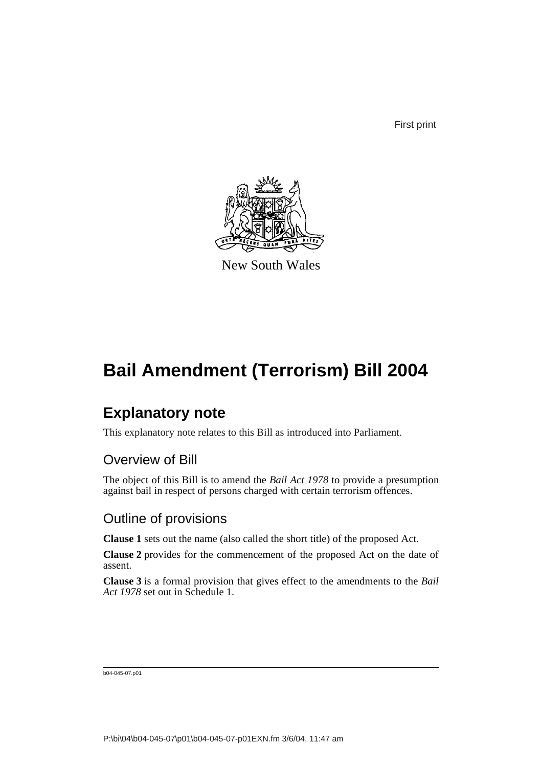First print

New South Wales

# Bail Amendment (Terrorism) Bill 2004

## Explanatory note

This explanatory note relates to this Bill as introduced into Parliament.

### Overview of Bill

The object of this Bill is to amend the *Bail Act 1978* to provide a presumption against bail in respect of persons charged with certain terrorism offences.

### Outline of provisions

**Clause 1** sets out the name (also called the short title) of the proposed Act.

**Clause 2** provides for the commencement of the proposed Act on the date of assent.

**Clause 3** is a formal provision that gives effect to the amendments to the *Bail Act 1978* set out in Schedule 1.

b04-045-07.p01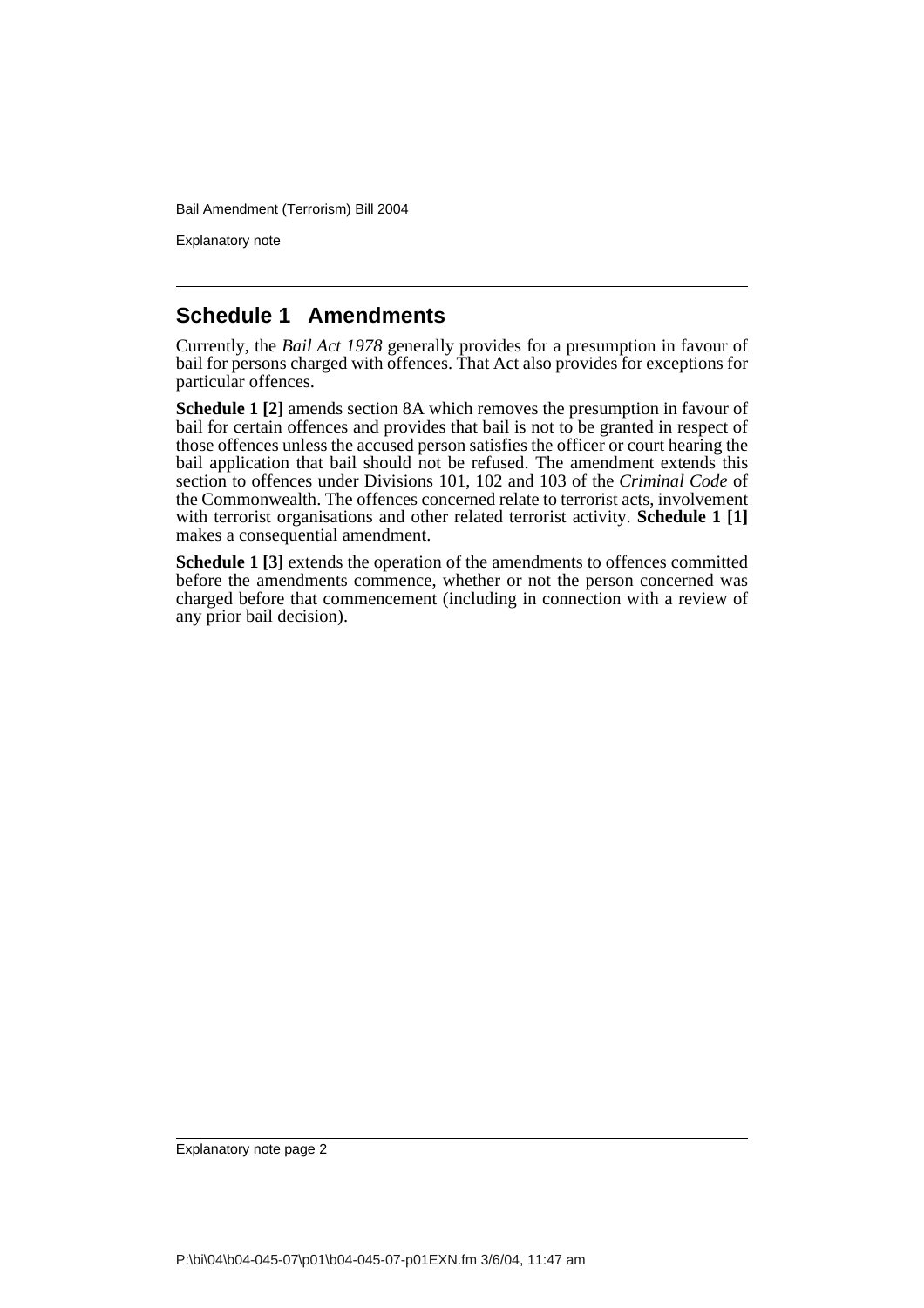## Schedule 1 Amendments

Currently, the *Bail Act 1978* generally provides for a presumption in favour of bail for persons charged with offences. That Act also provides for exceptions for particular offences.

**Schedule 1 [2]** amends section 8A which removes the presumption in favour of bail for certain offences and provides that bail is not to be granted in respect of those offences unless the accused person satisfies the officer or court hearing the bail application that bail should not be refused. The amendment extends this section to offences under Divisions 101, 102 and 103 of the *Criminal Code* of the Commonwealth. The offences concerned relate to terrorist acts, involvement with terrorist organisations and other related terrorist activity. **Schedule 1 [1]** makes a consequential amendment.

**Schedule 1 [3]** extends the operation of the amendments to offences committed before the amendments commence, whether or not the person concerned was charged before that commencement (including in connection with a review of any prior bail decision).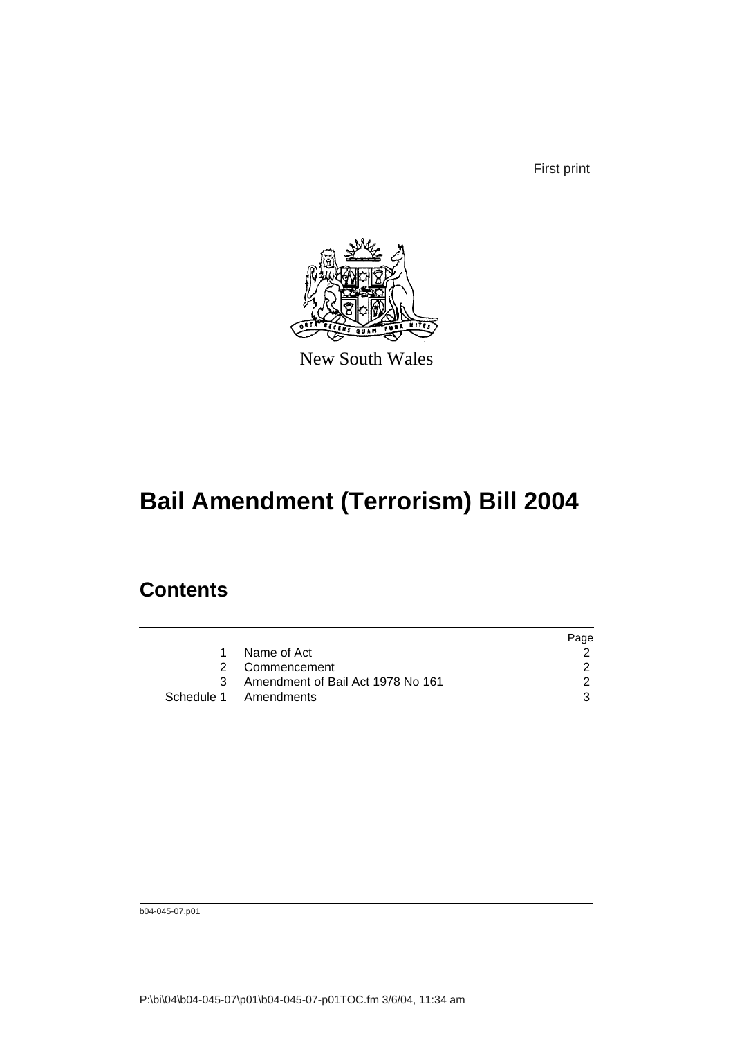First print

New South Wales

# Bail Amendment (Terrorism) Bill 2004

## Contents

| | | Page |
|---|---|---|
| 1 | Name of Act | 2 |
| 2 | Commencement | 2 |
| 3 | Amendment of Bail Act 1978 No 161 | 2 |
| Schedule 1 | Amendments | 3 |

b04-045-07.p01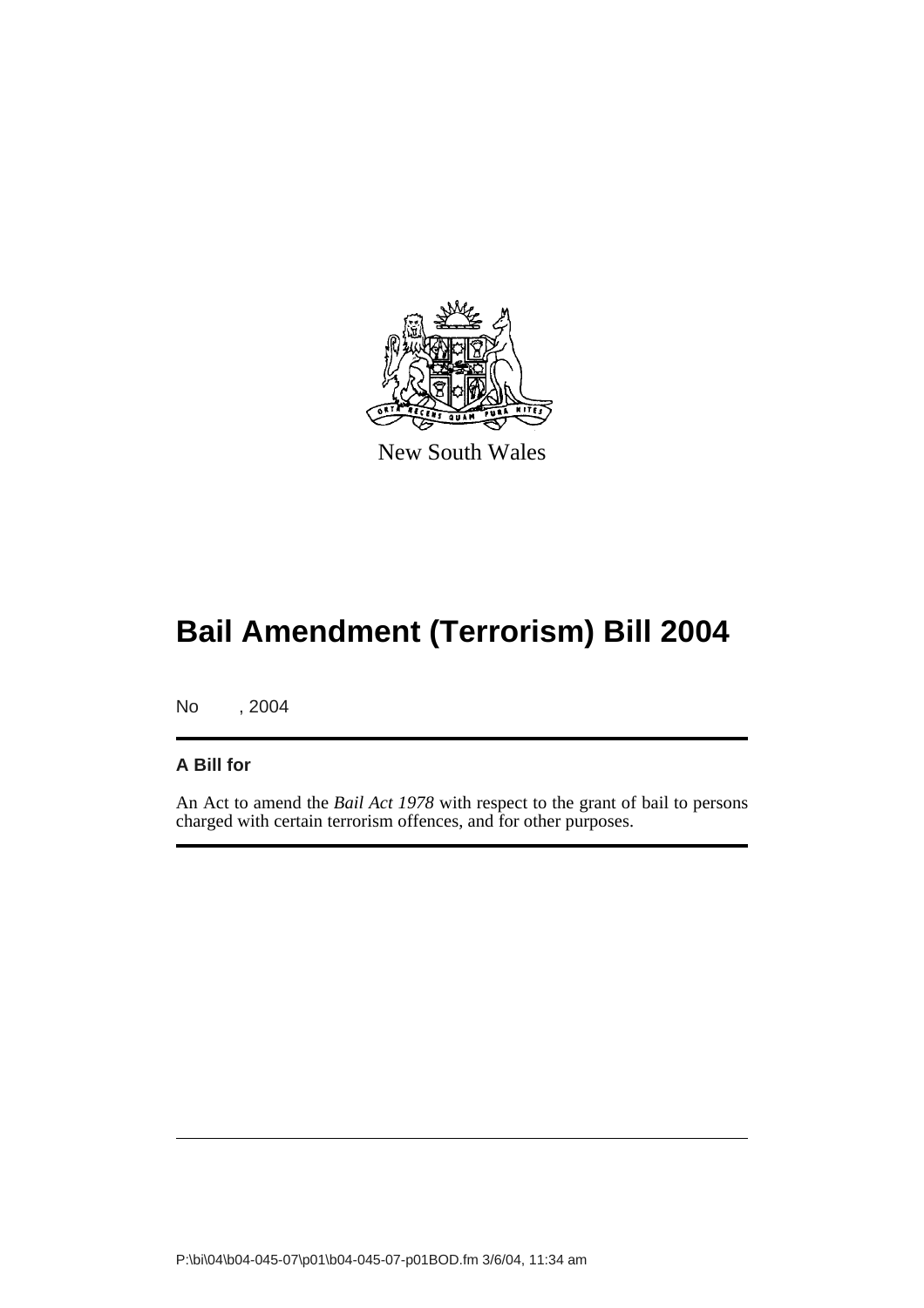New South Wales

# Bail Amendment (Terrorism) Bill 2004

No , 2004

**A Bill for**

An Act to amend the *Bail Act 1978* with respect to the grant of bail to persons charged with certain terrorism offences, and for other purposes.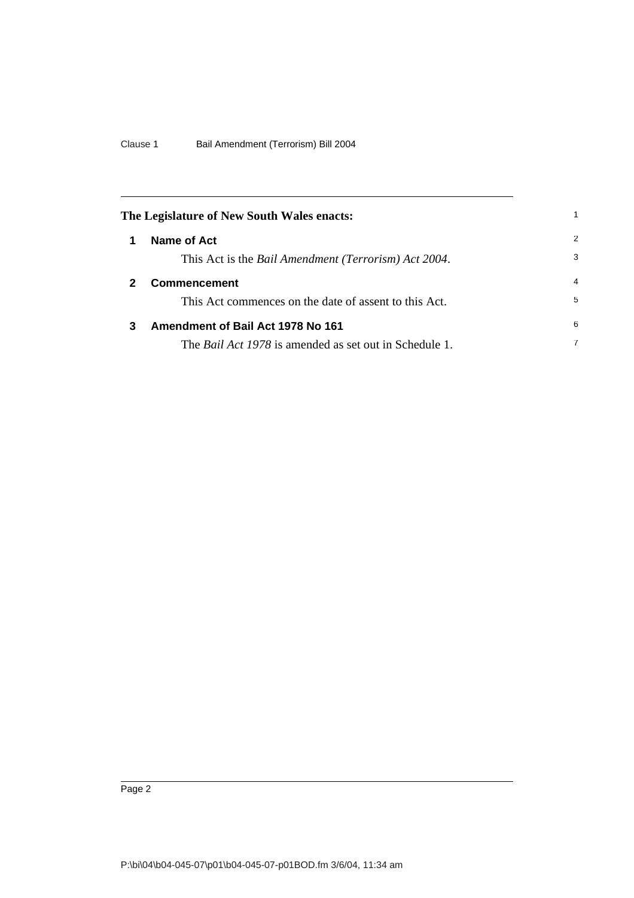The Legislature of New South Wales enacts:

## 1 Name of Act

This Act is the *Bail Amendment (Terrorism) Act 2004*.

## 2 Commencement

This Act commences on the date of assent to this Act.

## 3 Amendment of Bail Act 1978 No 161

The *Bail Act 1978* is amended as set out in Schedule 1.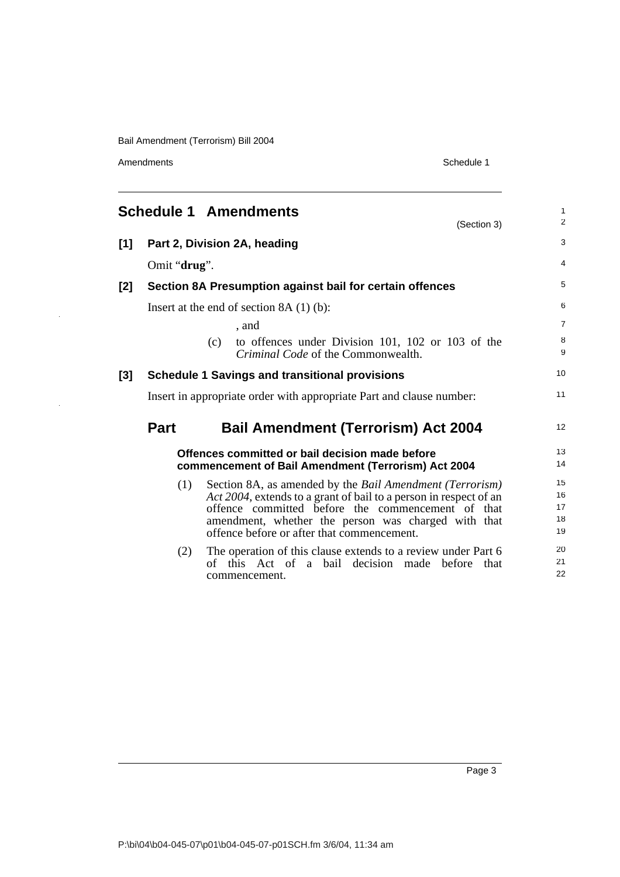## Schedule 1 Amendments

(Section 3)

**[1] Part 2, Division 2A, heading**

Omit "**drug**".

**[2] Section 8A Presumption against bail for certain offences**

Insert at the end of section 8A (1) (b):

, and

(c) to offences under Division 101, 102 or 103 of the *Criminal Code* of the Commonwealth.

**[3] Schedule 1 Savings and transitional provisions**

Insert in appropriate order with appropriate Part and clause number:

### Part Bail Amendment (Terrorism) Act 2004

**Offences committed or bail decision made before commencement of Bail Amendment (Terrorism) Act 2004**

(1) Section 8A, as amended by the *Bail Amendment (Terrorism) Act 2004*, extends to a grant of bail to a person in respect of an offence committed before the commencement of that amendment, whether the person was charged with that offence before or after that commencement.

(2) The operation of this clause extends to a review under Part 6 of this Act of a bail decision made before that commencement.